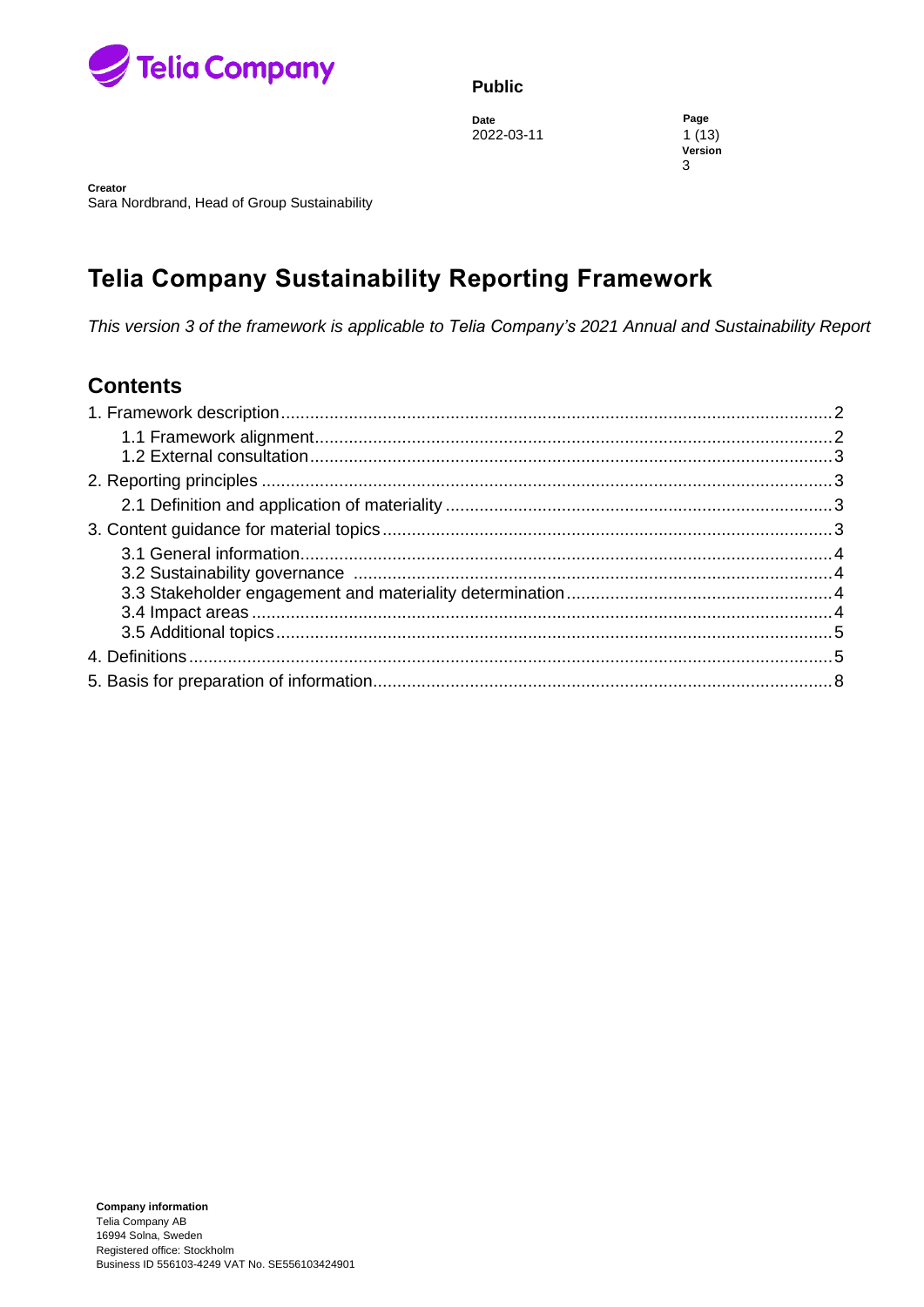**Public**

**Date**
2022-03-11

**Page**
1 (13)

**Version**
3

**Creator**
Sara Nordbrand, Head of Group Sustainability

# Telia Company Sustainability Reporting Framework

*This version 3 of the framework is applicable to Telia Company's 2021 Annual and Sustainability Report*

## Contents

1. Framework description ..... 2
   - 1.1 Framework alignment ..... 2
   - 1.2 External consultation ..... 3
2. Reporting principles ..... 3
   - 2.1 Definition and application of materiality ..... 3
3. Content guidance for material topics ..... 3
   - 3.1 General information ..... 4
   - 3.2 Sustainability governance ..... 4
   - 3.3 Stakeholder engagement and materiality determination ..... 4
   - 3.4 Impact areas ..... 4
   - 3.5 Additional topics ..... 5
4. Definitions ..... 5
5. Basis for preparation of information ..... 8

**Company information**
Telia Company AB
16994 Solna, Sweden
Registered office: Stockholm
Business ID 556103-4249 VAT No. SE556103424901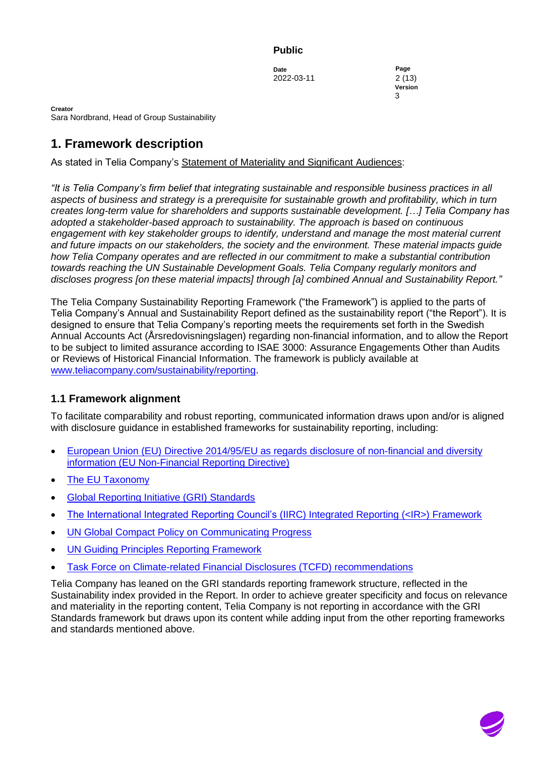# 1. Framework description

As stated in Telia Company's Statement of Materiality and Significant Audiences:

*"It is Telia Company's firm belief that integrating sustainable and responsible business practices in all aspects of business and strategy is a prerequisite for sustainable growth and profitability, which in turn creates long-term value for shareholders and supports sustainable development. […] Telia Company has adopted a stakeholder-based approach to sustainability. The approach is based on continuous engagement with key stakeholder groups to identify, understand and manage the most material current and future impacts on our stakeholders, the society and the environment. These material impacts guide how Telia Company operates and are reflected in our commitment to make a substantial contribution towards reaching the UN Sustainable Development Goals. Telia Company regularly monitors and discloses progress [on these material impacts] through [a] combined Annual and Sustainability Report."*

The Telia Company Sustainability Reporting Framework ("the Framework") is applied to the parts of Telia Company's Annual and Sustainability Report defined as the sustainability report ("the Report"). It is designed to ensure that Telia Company's reporting meets the requirements set forth in the Swedish Annual Accounts Act (Årsredovisningslagen) regarding non-financial information, and to allow the Report to be subject to limited assurance according to ISAE 3000: Assurance Engagements Other than Audits or Reviews of Historical Financial Information. The framework is publicly available at www.teliacompany.com/sustainability/reporting.

## 1.1 Framework alignment

To facilitate comparability and robust reporting, communicated information draws upon and/or is aligned with disclosure guidance in established frameworks for sustainability reporting, including:

- European Union (EU) Directive 2014/95/EU as regards disclosure of non-financial and diversity information (EU Non-Financial Reporting Directive)
- The EU Taxonomy
- Global Reporting Initiative (GRI) Standards
- The International Integrated Reporting Council's (IIRC) Integrated Reporting (<IR>) Framework
- UN Global Compact Policy on Communicating Progress
- UN Guiding Principles Reporting Framework
- Task Force on Climate-related Financial Disclosures (TCFD) recommendations

Telia Company has leaned on the GRI standards reporting framework structure, reflected in the Sustainability index provided in the Report. In order to achieve greater specificity and focus on relevance and materiality in the reporting content, Telia Company is not reporting in accordance with the GRI Standards framework but draws upon its content while adding input from the other reporting frameworks and standards mentioned above.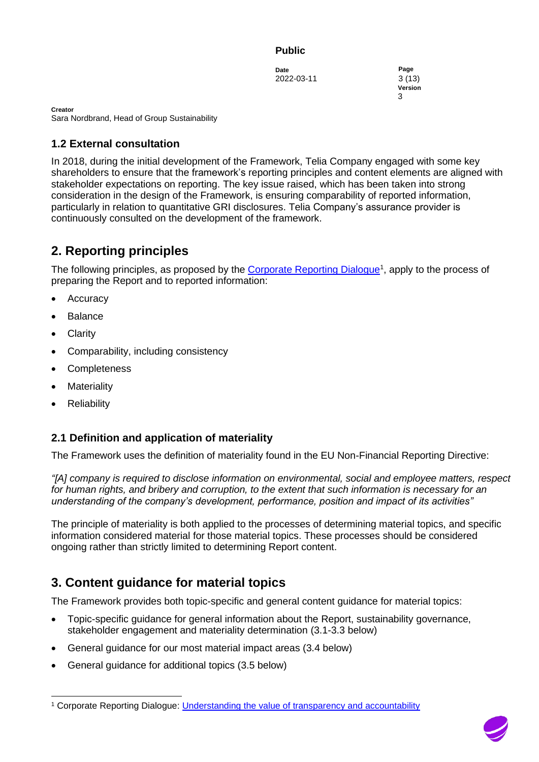## 1.2 External consultation

In 2018, during the initial development of the Framework, Telia Company engaged with some key shareholders to ensure that the framework's reporting principles and content elements are aligned with stakeholder expectations on reporting. The key issue raised, which has been taken into strong consideration in the design of the Framework, is ensuring comparability of reported information, particularly in relation to quantitative GRI disclosures. Telia Company's assurance provider is continuously consulted on the development of the framework.

# 2. Reporting principles

The following principles, as proposed by the Corporate Reporting Dialogue[1], apply to the process of preparing the Report and to reported information:

- Accuracy
- Balance
- Clarity
- Comparability, including consistency
- Completeness
- Materiality
- Reliability

## 2.1 Definition and application of materiality

The Framework uses the definition of materiality found in the EU Non-Financial Reporting Directive:

*"[A] company is required to disclose information on environmental, social and employee matters, respect for human rights, and bribery and corruption, to the extent that such information is necessary for an understanding of the company's development, performance, position and impact of its activities"*

The principle of materiality is both applied to the processes of determining material topics, and specific information considered material for those material topics. These processes should be considered ongoing rather than strictly limited to determining Report content.

# 3. Content guidance for material topics

The Framework provides both topic-specific and general content guidance for material topics:

- Topic-specific guidance for general information about the Report, sustainability governance, stakeholder engagement and materiality determination (3.1-3.3 below)
- General guidance for our most material impact areas (3.4 below)
- General guidance for additional topics (3.5 below)

[1] Corporate Reporting Dialogue: Understanding the value of transparency and accountability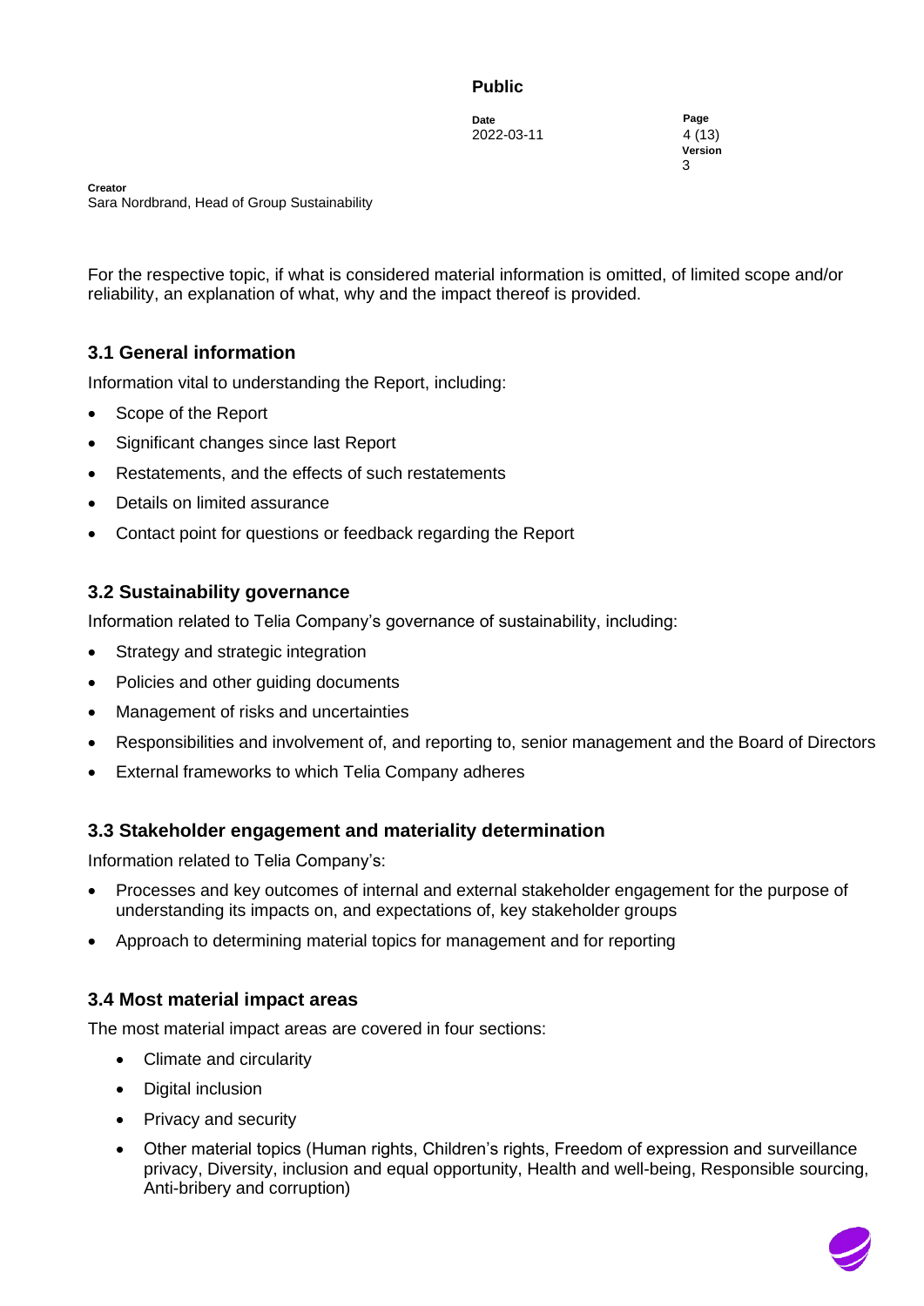For the respective topic, if what is considered material information is omitted, of limited scope and/or reliability, an explanation of what, why and the impact thereof is provided.

### 3.1 General information

Information vital to understanding the Report, including:

- Scope of the Report
- Significant changes since last Report
- Restatements, and the effects of such restatements
- Details on limited assurance
- Contact point for questions or feedback regarding the Report

### 3.2 Sustainability governance

Information related to Telia Company's governance of sustainability, including:

- Strategy and strategic integration
- Policies and other guiding documents
- Management of risks and uncertainties
- Responsibilities and involvement of, and reporting to, senior management and the Board of Directors
- External frameworks to which Telia Company adheres

### 3.3 Stakeholder engagement and materiality determination

Information related to Telia Company's:

- Processes and key outcomes of internal and external stakeholder engagement for the purpose of understanding its impacts on, and expectations of, key stakeholder groups
- Approach to determining material topics for management and for reporting

### 3.4 Most material impact areas

The most material impact areas are covered in four sections:

- Climate and circularity
- Digital inclusion
- Privacy and security
- Other material topics (Human rights, Children's rights, Freedom of expression and surveillance privacy, Diversity, inclusion and equal opportunity, Health and well-being, Responsible sourcing, Anti-bribery and corruption)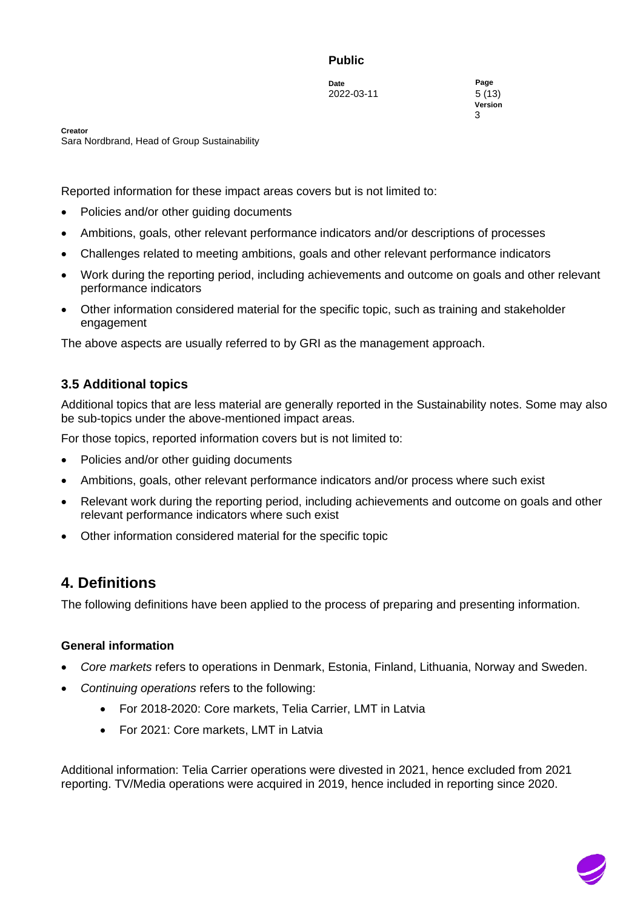Reported information for these impact areas covers but is not limited to:

- Policies and/or other guiding documents
- Ambitions, goals, other relevant performance indicators and/or descriptions of processes
- Challenges related to meeting ambitions, goals and other relevant performance indicators
- Work during the reporting period, including achievements and outcome on goals and other relevant performance indicators
- Other information considered material for the specific topic, such as training and stakeholder engagement

The above aspects are usually referred to by GRI as the management approach.

### 3.5 Additional topics

Additional topics that are less material are generally reported in the Sustainability notes. Some may also be sub-topics under the above-mentioned impact areas.

For those topics, reported information covers but is not limited to:

- Policies and/or other guiding documents
- Ambitions, goals, other relevant performance indicators and/or process where such exist
- Relevant work during the reporting period, including achievements and outcome on goals and other relevant performance indicators where such exist
- Other information considered material for the specific topic

## 4. Definitions

The following definitions have been applied to the process of preparing and presenting information.

**General information**

- *Core markets* refers to operations in Denmark, Estonia, Finland, Lithuania, Norway and Sweden.
- *Continuing operations* refers to the following:
    - For 2018-2020: Core markets, Telia Carrier, LMT in Latvia
    - For 2021: Core markets, LMT in Latvia

Additional information: Telia Carrier operations were divested in 2021, hence excluded from 2021 reporting. TV/Media operations were acquired in 2019, hence included in reporting since 2020.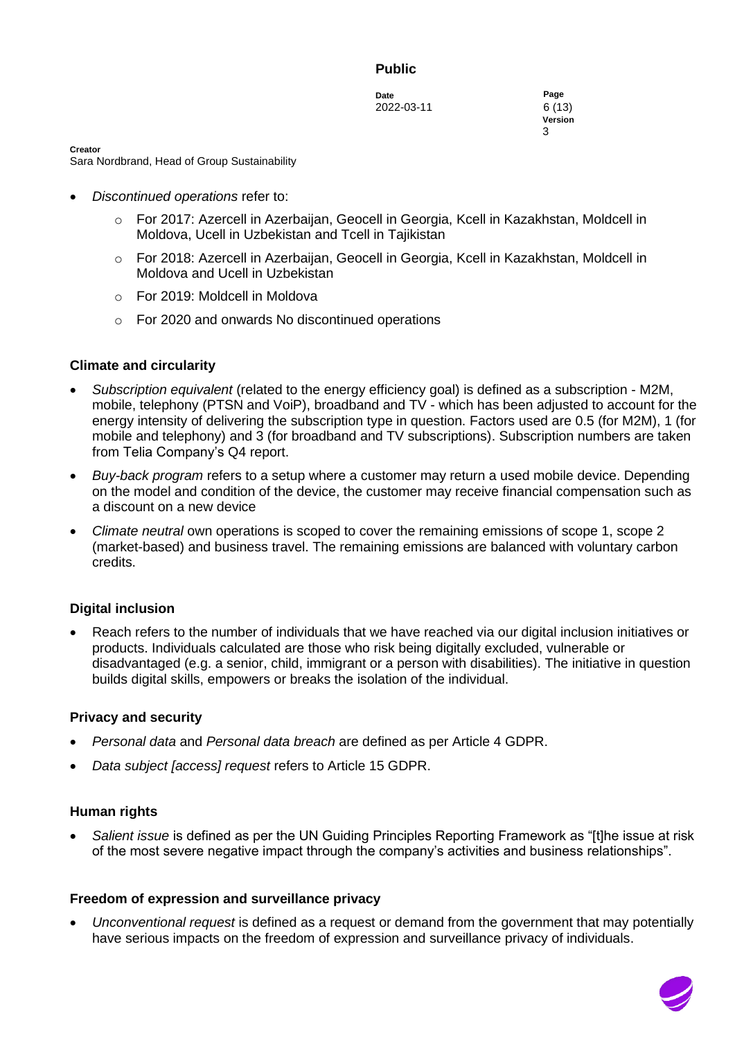- *Discontinued operations* refer to:
  - For 2017: Azercell in Azerbaijan, Geocell in Georgia, Kcell in Kazakhstan, Moldcell in Moldova, Ucell in Uzbekistan and Tcell in Tajikistan
  - For 2018: Azercell in Azerbaijan, Geocell in Georgia, Kcell in Kazakhstan, Moldcell in Moldova and Ucell in Uzbekistan
  - For 2019: Moldcell in Moldova
  - For 2020 and onwards No discontinued operations

## Climate and circularity

- *Subscription equivalent* (related to the energy efficiency goal) is defined as a subscription - M2M, mobile, telephony (PTSN and VoiP), broadband and TV - which has been adjusted to account for the energy intensity of delivering the subscription type in question. Factors used are 0.5 (for M2M), 1 (for mobile and telephony) and 3 (for broadband and TV subscriptions). Subscription numbers are taken from Telia Company's Q4 report.
- *Buy-back program* refers to a setup where a customer may return a used mobile device. Depending on the model and condition of the device, the customer may receive financial compensation such as a discount on a new device
- *Climate neutral* own operations is scoped to cover the remaining emissions of scope 1, scope 2 (market-based) and business travel. The remaining emissions are balanced with voluntary carbon credits.

## Digital inclusion

- Reach refers to the number of individuals that we have reached via our digital inclusion initiatives or products. Individuals calculated are those who risk being digitally excluded, vulnerable or disadvantaged (e.g. a senior, child, immigrant or a person with disabilities). The initiative in question builds digital skills, empowers or breaks the isolation of the individual.

## Privacy and security

- *Personal data* and *Personal data breach* are defined as per Article 4 GDPR.
- *Data subject [access] request* refers to Article 15 GDPR.

## Human rights

- *Salient issue* is defined as per the UN Guiding Principles Reporting Framework as "[t]he issue at risk of the most severe negative impact through the company's activities and business relationships".

## Freedom of expression and surveillance privacy

- *Unconventional request* is defined as a request or demand from the government that may potentially have serious impacts on the freedom of expression and surveillance privacy of individuals.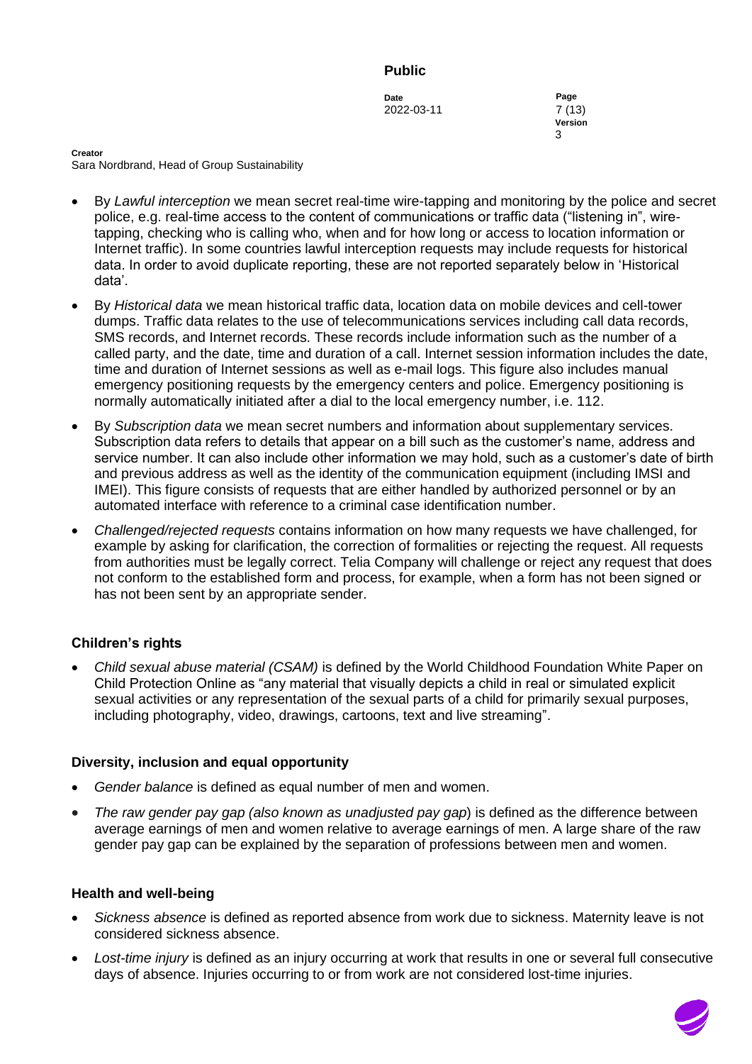- By *Lawful interception* we mean secret real-time wire-tapping and monitoring by the police and secret police, e.g. real-time access to the content of communications or traffic data ("listening in", wire-tapping, checking who is calling who, when and for how long or access to location information or Internet traffic). In some countries lawful interception requests may include requests for historical data. In order to avoid duplicate reporting, these are not reported separately below in 'Historical data'.
- By *Historical data* we mean historical traffic data, location data on mobile devices and cell-tower dumps. Traffic data relates to the use of telecommunications services including call data records, SMS records, and Internet records. These records include information such as the number of a called party, and the date, time and duration of a call. Internet session information includes the date, time and duration of Internet sessions as well as e-mail logs. This figure also includes manual emergency positioning requests by the emergency centers and police. Emergency positioning is normally automatically initiated after a dial to the local emergency number, i.e. 112.
- By *Subscription data* we mean secret numbers and information about supplementary services. Subscription data refers to details that appear on a bill such as the customer's name, address and service number. It can also include other information we may hold, such as a customer's date of birth and previous address as well as the identity of the communication equipment (including IMSI and IMEI). This figure consists of requests that are either handled by authorized personnel or by an automated interface with reference to a criminal case identification number.
- *Challenged/rejected requests* contains information on how many requests we have challenged, for example by asking for clarification, the correction of formalities or rejecting the request. All requests from authorities must be legally correct. Telia Company will challenge or reject any request that does not conform to the established form and process, for example, when a form has not been signed or has not been sent by an appropriate sender.

### Children's rights

- *Child sexual abuse material (CSAM)* is defined by the World Childhood Foundation White Paper on Child Protection Online as "any material that visually depicts a child in real or simulated explicit sexual activities or any representation of the sexual parts of a child for primarily sexual purposes, including photography, video, drawings, cartoons, text and live streaming".

### Diversity, inclusion and equal opportunity

- *Gender balance* is defined as equal number of men and women.
- *The raw gender pay gap (also known as unadjusted pay gap*) is defined as the difference between average earnings of men and women relative to average earnings of men. A large share of the raw gender pay gap can be explained by the separation of professions between men and women.

### Health and well-being

- *Sickness absence* is defined as reported absence from work due to sickness. Maternity leave is not considered sickness absence.
- *Lost-time injury* is defined as an injury occurring at work that results in one or several full consecutive days of absence. Injuries occurring to or from work are not considered lost-time injuries.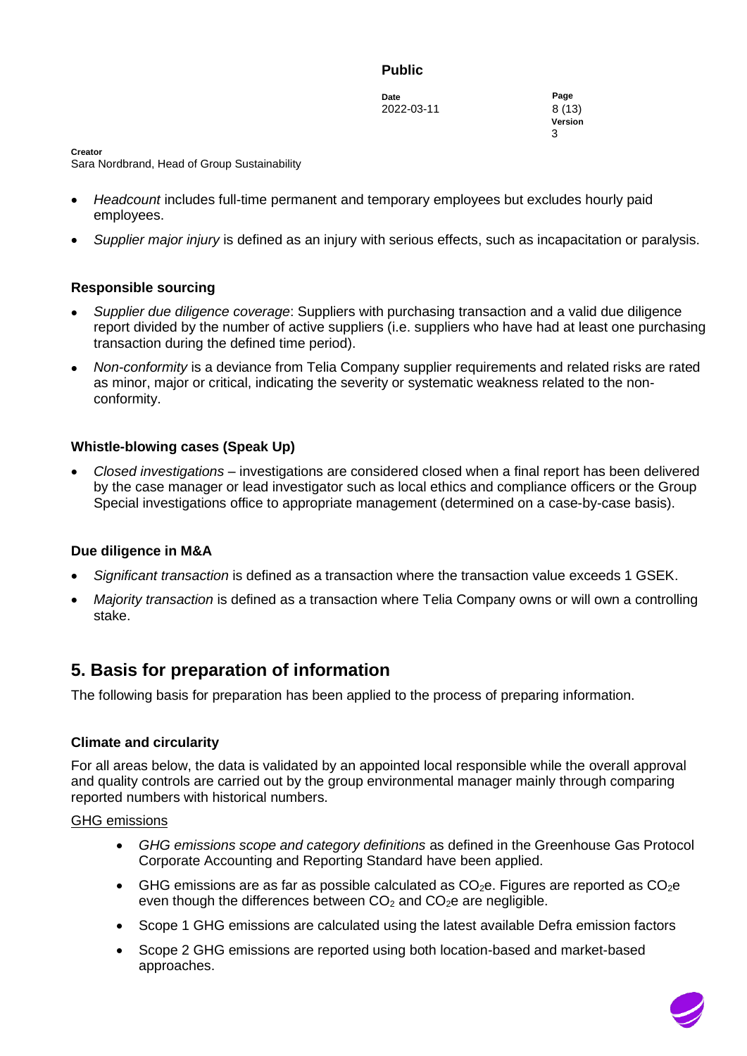- *Headcount* includes full-time permanent and temporary employees but excludes hourly paid employees.
- *Supplier major injury* is defined as an injury with serious effects, such as incapacitation or paralysis.

### Responsible sourcing

- *Supplier due diligence coverage*: Suppliers with purchasing transaction and a valid due diligence report divided by the number of active suppliers (i.e. suppliers who have had at least one purchasing transaction during the defined time period).
- *Non-conformity* is a deviance from Telia Company supplier requirements and related risks are rated as minor, major or critical, indicating the severity or systematic weakness related to the non-conformity.

### Whistle-blowing cases (Speak Up)

- *Closed investigations* – investigations are considered closed when a final report has been delivered by the case manager or lead investigator such as local ethics and compliance officers or the Group Special investigations office to appropriate management (determined on a case-by-case basis).

### Due diligence in M&A

- *Significant transaction* is defined as a transaction where the transaction value exceeds 1 GSEK.
- *Majority transaction* is defined as a transaction where Telia Company owns or will own a controlling stake.

## 5. Basis for preparation of information

The following basis for preparation has been applied to the process of preparing information.

### Climate and circularity

For all areas below, the data is validated by an appointed local responsible while the overall approval and quality controls are carried out by the group environmental manager mainly through comparing reported numbers with historical numbers.

GHG emissions

- *GHG emissions scope and category definitions* as defined in the Greenhouse Gas Protocol Corporate Accounting and Reporting Standard have been applied.
- GHG emissions are as far as possible calculated as $CO_2e$. Figures are reported as $CO_2e$ even though the differences between $CO_2$ and $CO_2e$ are negligible.
- Scope 1 GHG emissions are calculated using the latest available Defra emission factors
- Scope 2 GHG emissions are reported using both location-based and market-based approaches.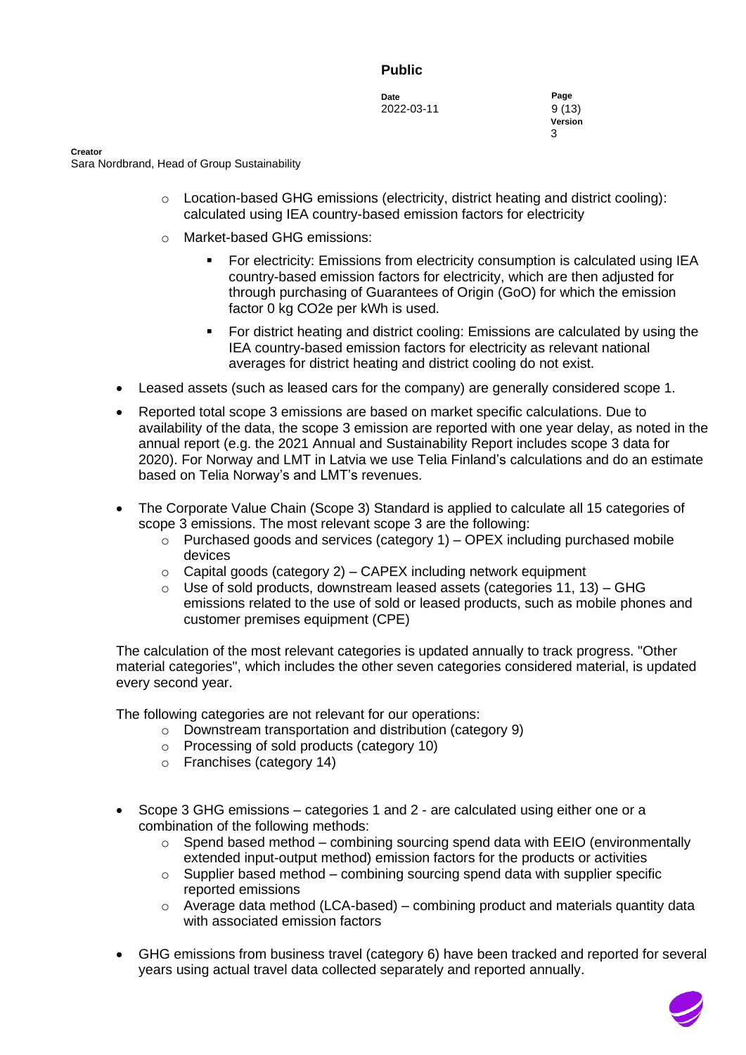- Location-based GHG emissions (electricity, district heating and district cooling): calculated using IEA country-based emission factors for electricity
  - Market-based GHG emissions:
    - For electricity: Emissions from electricity consumption is calculated using IEA country-based emission factors for electricity, which are then adjusted for through purchasing of Guarantees of Origin (GoO) for which the emission factor 0 kg CO2e per kWh is used.
    - For district heating and district cooling: Emissions are calculated by using the IEA country-based emission factors for electricity as relevant national averages for district heating and district cooling do not exist.

- Leased assets (such as leased cars for the company) are generally considered scope 1.

- Reported total scope 3 emissions are based on market specific calculations. Due to availability of the data, the scope 3 emission are reported with one year delay, as noted in the annual report (e.g. the 2021 Annual and Sustainability Report includes scope 3 data for 2020). For Norway and LMT in Latvia we use Telia Finland's calculations and do an estimate based on Telia Norway's and LMT's revenues.

- The Corporate Value Chain (Scope 3) Standard is applied to calculate all 15 categories of scope 3 emissions. The most relevant scope 3 are the following:
  - Purchased goods and services (category 1) – OPEX including purchased mobile devices
  - Capital goods (category 2) – CAPEX including network equipment
  - Use of sold products, downstream leased assets (categories 11, 13) – GHG emissions related to the use of sold or leased products, such as mobile phones and customer premises equipment (CPE)

The calculation of the most relevant categories is updated annually to track progress. "Other material categories", which includes the other seven categories considered material, is updated every second year.

The following categories are not relevant for our operations:

- Downstream transportation and distribution (category 9)
- Processing of sold products (category 10)
- Franchises (category 14)

- Scope 3 GHG emissions – categories 1 and 2 - are calculated using either one or a combination of the following methods:
  - Spend based method – combining sourcing spend data with EEIO (environmentally extended input-output method) emission factors for the products or activities
  - Supplier based method – combining sourcing spend data with supplier specific reported emissions
  - Average data method (LCA-based) – combining product and materials quantity data with associated emission factors

- GHG emissions from business travel (category 6) have been tracked and reported for several years using actual travel data collected separately and reported annually.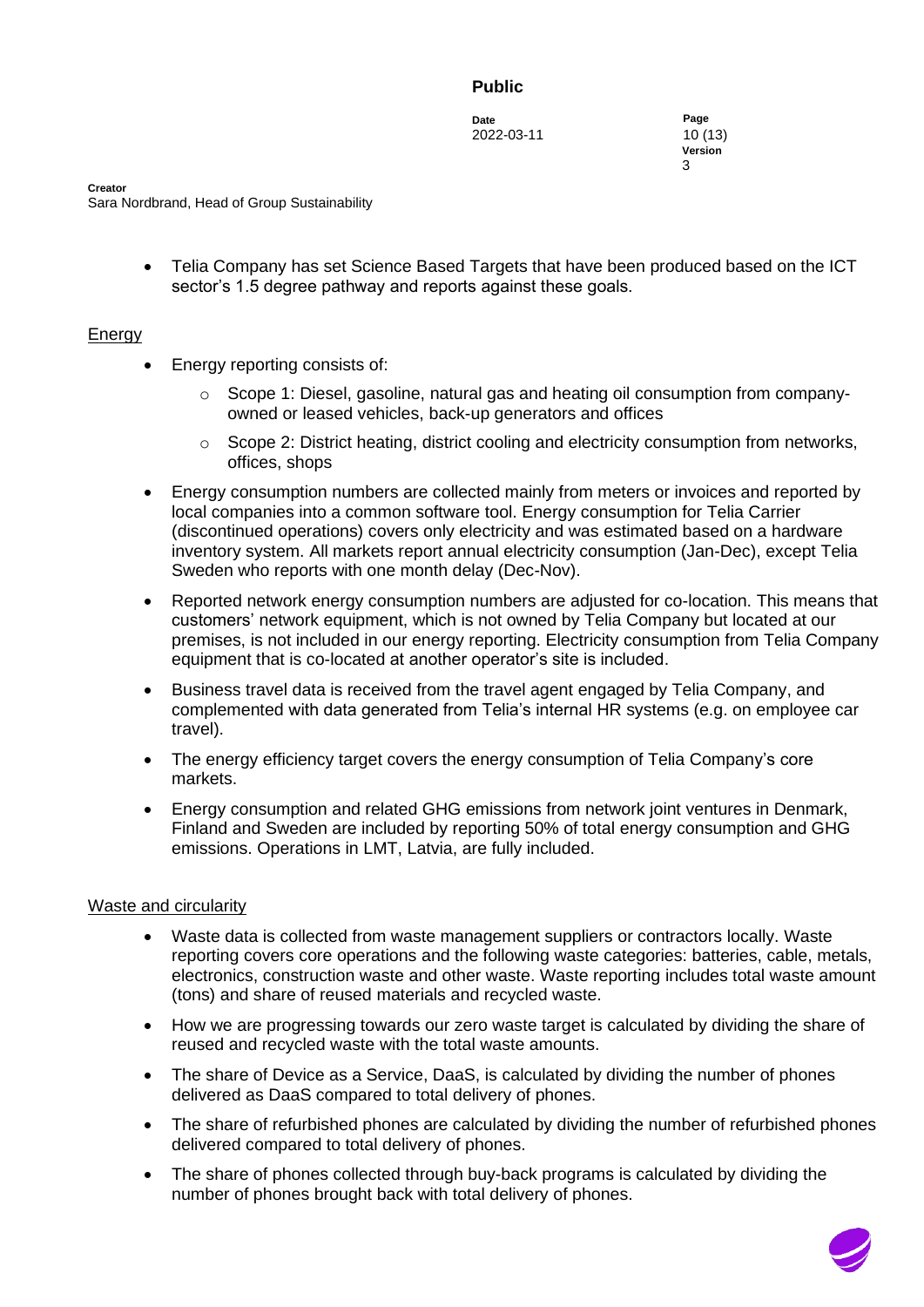- Telia Company has set Science Based Targets that have been produced based on the ICT sector's 1.5 degree pathway and reports against these goals.

## Energy

- Energy reporting consists of:
  - Scope 1: Diesel, gasoline, natural gas and heating oil consumption from company-owned or leased vehicles, back-up generators and offices
  - Scope 2: District heating, district cooling and electricity consumption from networks, offices, shops
- Energy consumption numbers are collected mainly from meters or invoices and reported by local companies into a common software tool. Energy consumption for Telia Carrier (discontinued operations) covers only electricity and was estimated based on a hardware inventory system. All markets report annual electricity consumption (Jan-Dec), except Telia Sweden who reports with one month delay (Dec-Nov).
- Reported network energy consumption numbers are adjusted for co-location. This means that customers' network equipment, which is not owned by Telia Company but located at our premises, is not included in our energy reporting. Electricity consumption from Telia Company equipment that is co-located at another operator's site is included.
- Business travel data is received from the travel agent engaged by Telia Company, and complemented with data generated from Telia's internal HR systems (e.g. on employee car travel).
- The energy efficiency target covers the energy consumption of Telia Company's core markets.
- Energy consumption and related GHG emissions from network joint ventures in Denmark, Finland and Sweden are included by reporting 50% of total energy consumption and GHG emissions. Operations in LMT, Latvia, are fully included.

## Waste and circularity

- Waste data is collected from waste management suppliers or contractors locally. Waste reporting covers core operations and the following waste categories: batteries, cable, metals, electronics, construction waste and other waste. Waste reporting includes total waste amount (tons) and share of reused materials and recycled waste.
- How we are progressing towards our zero waste target is calculated by dividing the share of reused and recycled waste with the total waste amounts.
- The share of Device as a Service, DaaS, is calculated by dividing the number of phones delivered as DaaS compared to total delivery of phones.
- The share of refurbished phones are calculated by dividing the number of refurbished phones delivered compared to total delivery of phones.
- The share of phones collected through buy-back programs is calculated by dividing the number of phones brought back with total delivery of phones.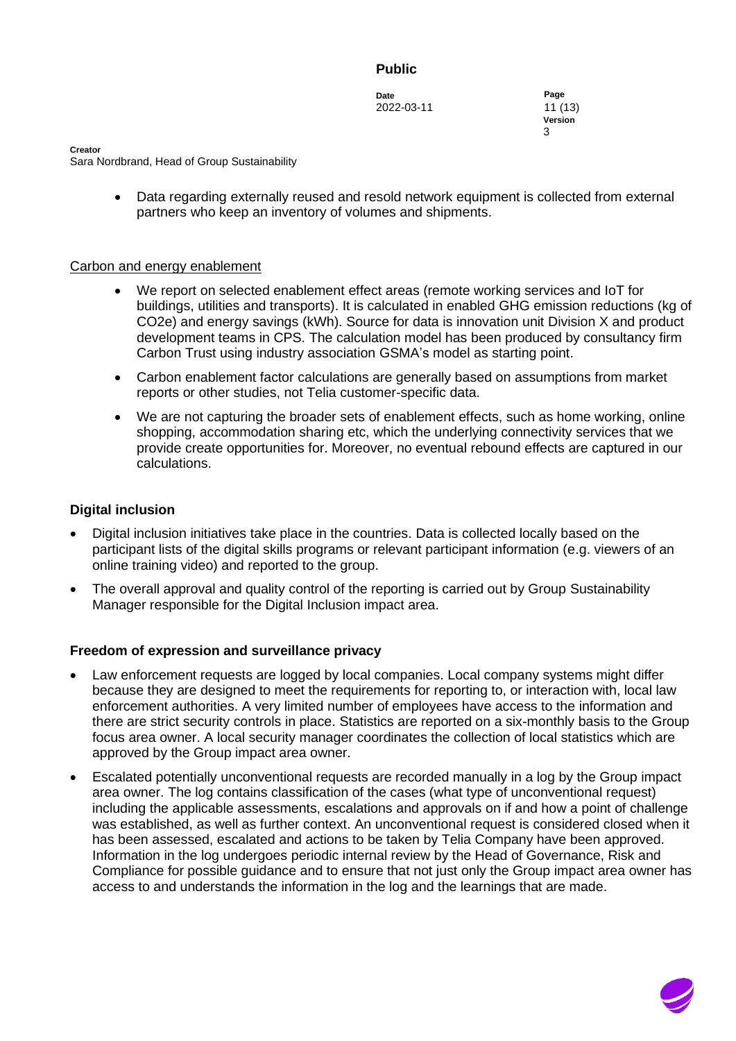- Data regarding externally reused and resold network equipment is collected from external partners who keep an inventory of volumes and shipments.

Carbon and energy enablement

- We report on selected enablement effect areas (remote working services and IoT for buildings, utilities and transports). It is calculated in enabled GHG emission reductions (kg of $CO_2e$) and energy savings (kWh). Source for data is innovation unit Division X and product development teams in CPS. The calculation model has been produced by consultancy firm Carbon Trust using industry association GSMA's model as starting point.
- Carbon enablement factor calculations are generally based on assumptions from market reports or other studies, not Telia customer-specific data.
- We are not capturing the broader sets of enablement effects, such as home working, online shopping, accommodation sharing etc, which the underlying connectivity services that we provide create opportunities for. Moreover, no eventual rebound effects are captured in our calculations.

### Digital inclusion

- Digital inclusion initiatives take place in the countries. Data is collected locally based on the participant lists of the digital skills programs or relevant participant information (e.g. viewers of an online training video) and reported to the group.
- The overall approval and quality control of the reporting is carried out by Group Sustainability Manager responsible for the Digital Inclusion impact area.

### Freedom of expression and surveillance privacy

- Law enforcement requests are logged by local companies. Local company systems might differ because they are designed to meet the requirements for reporting to, or interaction with, local law enforcement authorities. A very limited number of employees have access to the information and there are strict security controls in place. Statistics are reported on a six-monthly basis to the Group focus area owner. A local security manager coordinates the collection of local statistics which are approved by the Group impact area owner.
- Escalated potentially unconventional requests are recorded manually in a log by the Group impact area owner. The log contains classification of the cases (what type of unconventional request) including the applicable assessments, escalations and approvals on if and how a point of challenge was established, as well as further context. An unconventional request is considered closed when it has been assessed, escalated and actions to be taken by Telia Company have been approved. Information in the log undergoes periodic internal review by the Head of Governance, Risk and Compliance for possible guidance and to ensure that not just only the Group impact area owner has access to and understands the information in the log and the learnings that are made.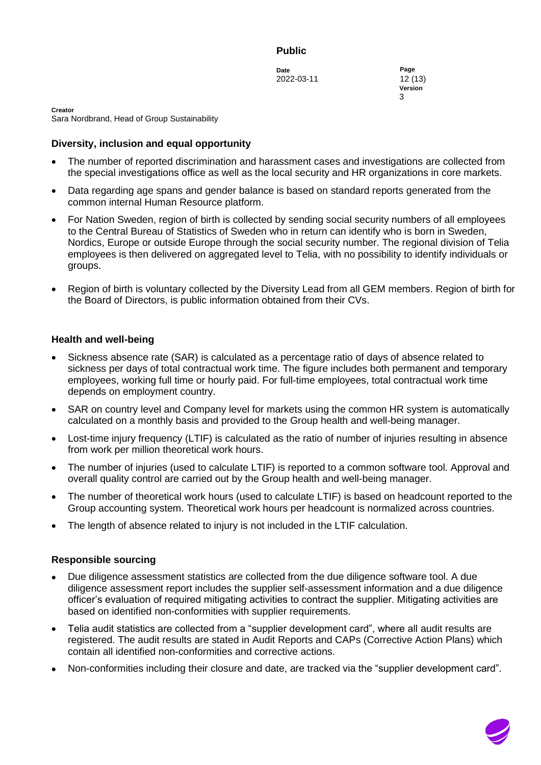## Diversity, inclusion and equal opportunity

- The number of reported discrimination and harassment cases and investigations are collected from the special investigations office as well as the local security and HR organizations in core markets.
- Data regarding age spans and gender balance is based on standard reports generated from the common internal Human Resource platform.
- For Nation Sweden, region of birth is collected by sending social security numbers of all employees to the Central Bureau of Statistics of Sweden who in return can identify who is born in Sweden, Nordics, Europe or outside Europe through the social security number. The regional division of Telia employees is then delivered on aggregated level to Telia, with no possibility to identify individuals or groups.
- Region of birth is voluntary collected by the Diversity Lead from all GEM members. Region of birth for the Board of Directors, is public information obtained from their CVs.

## Health and well-being

- Sickness absence rate (SAR) is calculated as a percentage ratio of days of absence related to sickness per days of total contractual work time. The figure includes both permanent and temporary employees, working full time or hourly paid. For full-time employees, total contractual work time depends on employment country.
- SAR on country level and Company level for markets using the common HR system is automatically calculated on a monthly basis and provided to the Group health and well-being manager.
- Lost-time injury frequency (LTIF) is calculated as the ratio of number of injuries resulting in absence from work per million theoretical work hours.
- The number of injuries (used to calculate LTIF) is reported to a common software tool. Approval and overall quality control are carried out by the Group health and well-being manager.
- The number of theoretical work hours (used to calculate LTIF) is based on headcount reported to the Group accounting system. Theoretical work hours per headcount is normalized across countries.
- The length of absence related to injury is not included in the LTIF calculation.

## Responsible sourcing

- Due diligence assessment statistics are collected from the due diligence software tool. A due diligence assessment report includes the supplier self-assessment information and a due diligence officer's evaluation of required mitigating activities to contract the supplier. Mitigating activities are based on identified non-conformities with supplier requirements.
- Telia audit statistics are collected from a "supplier development card", where all audit results are registered. The audit results are stated in Audit Reports and CAPs (Corrective Action Plans) which contain all identified non-conformities and corrective actions.
- Non-conformities including their closure and date, are tracked via the "supplier development card".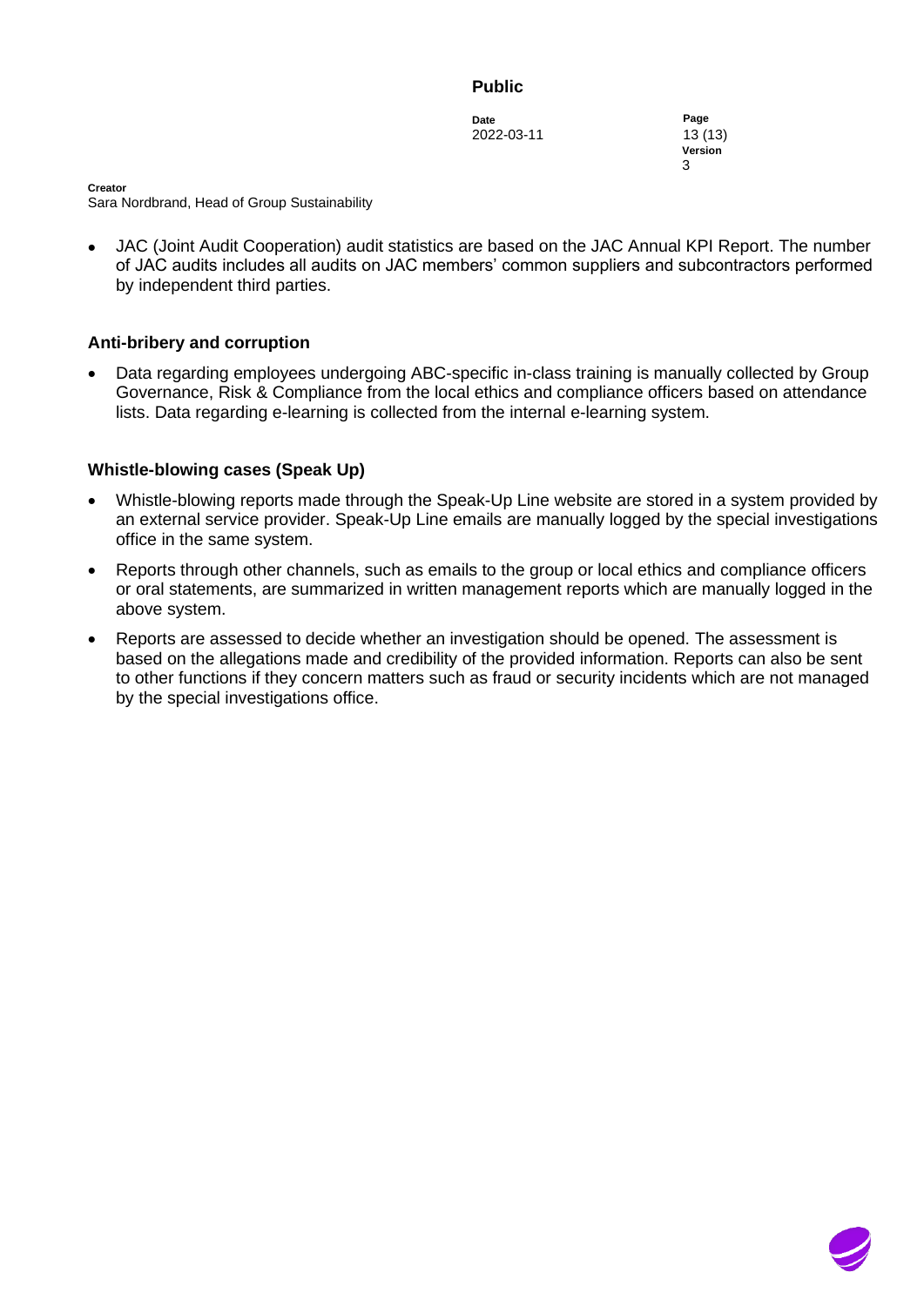- JAC (Joint Audit Cooperation) audit statistics are based on the JAC Annual KPI Report. The number of JAC audits includes all audits on JAC members' common suppliers and subcontractors performed by independent third parties.

### Anti-bribery and corruption

- Data regarding employees undergoing ABC-specific in-class training is manually collected by Group Governance, Risk & Compliance from the local ethics and compliance officers based on attendance lists. Data regarding e-learning is collected from the internal e-learning system.

### Whistle-blowing cases (Speak Up)

- Whistle-blowing reports made through the Speak-Up Line website are stored in a system provided by an external service provider. Speak-Up Line emails are manually logged by the special investigations office in the same system.
- Reports through other channels, such as emails to the group or local ethics and compliance officers or oral statements, are summarized in written management reports which are manually logged in the above system.
- Reports are assessed to decide whether an investigation should be opened. The assessment is based on the allegations made and credibility of the provided information. Reports can also be sent to other functions if they concern matters such as fraud or security incidents which are not managed by the special investigations office.